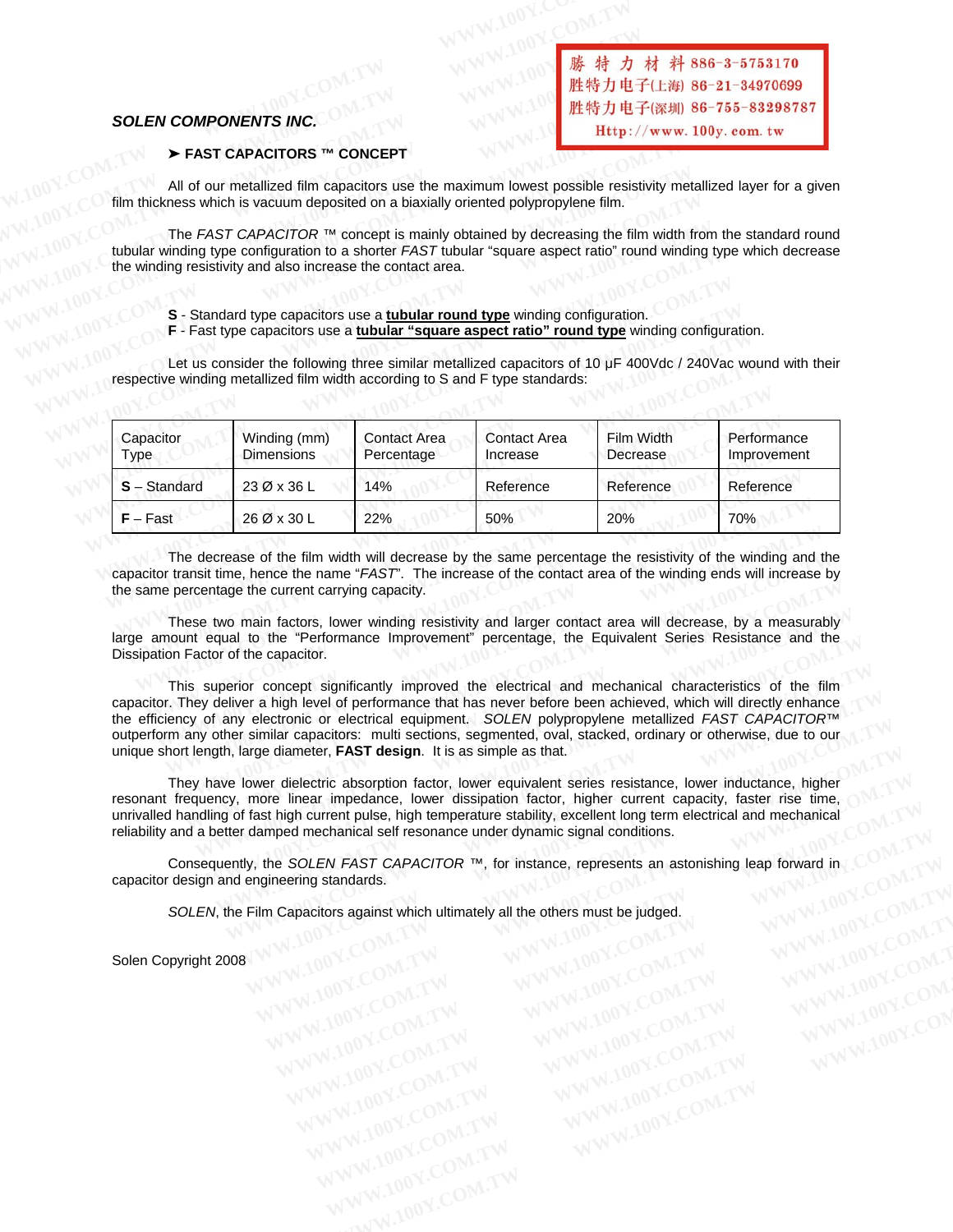**SOLEN COMPONENTS INC.**

## ➤ FAST CAPACITORS ™ CONCEPT

All of our metallized film capacitors use the maximum lowest possible resistivity metallized layer for a given film thickness which is vacuum deposited on a biaxially oriented polypropylene film.

The *FAST CAPACITOR* ™ concept is mainly obtained by decreasing the film width from the standard round tubular winding type configuration to a shorter *FAST* tubular "square aspect ratio" round winding type which decrease the winding resistivity and also increase the contact area.

**S** - Standard type capacitors use a **tubular round type** winding configuration.
**F** - Fast type capacitors use a **tubular "square aspect ratio" round type** winding configuration.

Let us consider the following three similar metallized capacitors of 10 µF 400Vdc / 240Vac wound with their respective winding metallized film width according to S and F type standards:

| Capacitor Type | Winding (mm) Dimensions | Contact Area Percentage | Contact Area Increase | Film Width Decrease | Performance Improvement |
|---|---|---|---|---|---|
| **S** – Standard | 23 Ø x 36 L | 14% | Reference | Reference | Reference |
| **F** – Fast | 26 Ø x 30 L | 22% | 50% | 20% | 70% |

The decrease of the film width will decrease by the same percentage the resistivity of the winding and the capacitor transit time, hence the name "*FAST*". The increase of the contact area of the winding ends will increase by the same percentage the current carrying capacity.

These two main factors, lower winding resistivity and larger contact area will decrease, by a measurably large amount equal to the "Performance Improvement" percentage, the Equivalent Series Resistance and the Dissipation Factor of the capacitor.

This superior concept significantly improved the electrical and mechanical characteristics of the film capacitor. They deliver a high level of performance that has never before been achieved, which will directly enhance the efficiency of any electronic or electrical equipment. *SOLEN* polypropylene metallized *FAST CAPACITOR*™ outperform any other similar capacitors: multi sections, segmented, oval, stacked, ordinary or otherwise, due to our unique short length, large diameter, **FAST design**. It is as simple as that.

They have lower dielectric absorption factor, lower equivalent series resistance, lower inductance, higher resonant frequency, more linear impedance, lower dissipation factor, higher current capacity, faster rise time, unrivalled handling of fast high current pulse, high temperature stability, excellent long term electrical and mechanical reliability and a better damped mechanical self resonance under dynamic signal conditions.

Consequently, the *SOLEN FAST CAPACITOR* ™, for instance, represents an astonishing leap forward in capacitor design and engineering standards.

*SOLEN*, the Film Capacitors against which ultimately all the others must be judged.

Solen Copyright 2008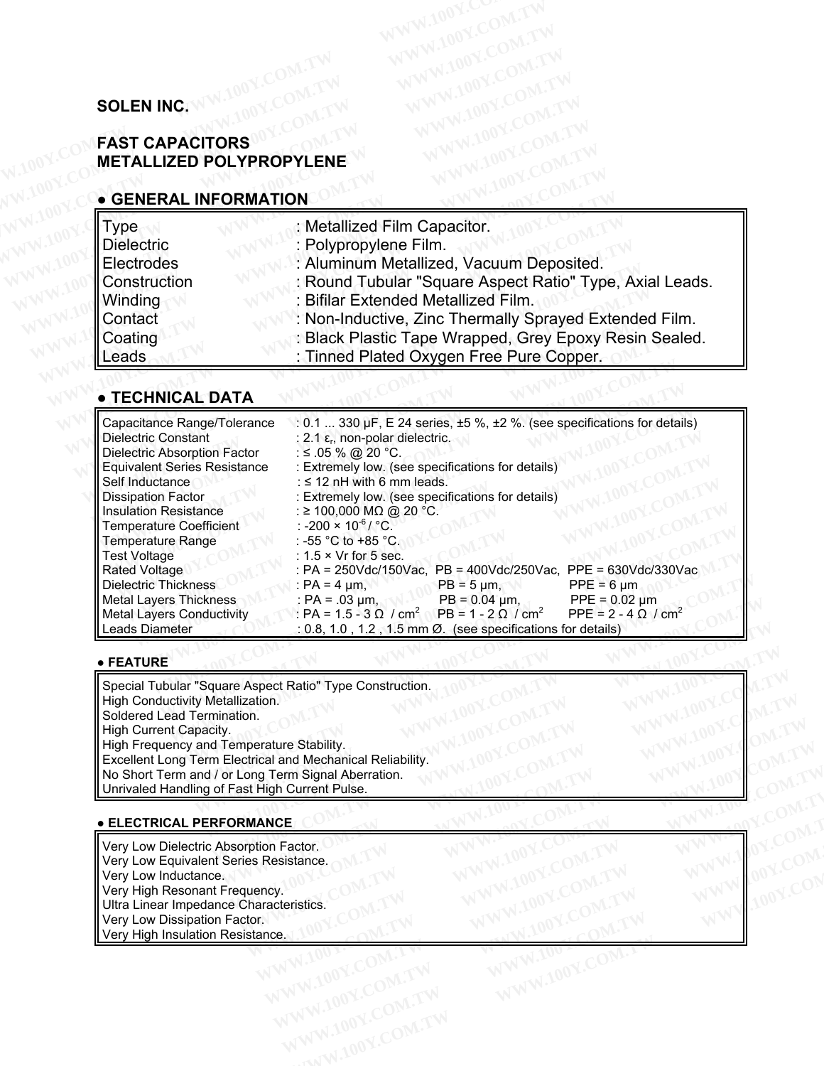SOLEN INC.

# FAST CAPACITORS
# METALLIZED POLYPROPYLENE

## ● GENERAL INFORMATION

| | |
|---|---|
| Type | : Metallized Film Capacitor. |
| Dielectric | : Polypropylene Film. |
| Electrodes | : Aluminum Metallized, Vacuum Deposited. |
| Construction | : Round Tubular "Square Aspect Ratio" Type, Axial Leads. |
| Winding | : Bifilar Extended Metallized Film. |
| Contact | : Non-Inductive, Zinc Thermally Sprayed Extended Film. |
| Coating | : Black Plastic Tape Wrapped, Grey Epoxy Resin Sealed. |
| Leads | : Tinned Plated Oxygen Free Pure Copper. |

## ● TECHNICAL DATA

| | |
|---|---|
| Capacitance Range/Tolerance | : 0.1 ... 330 µF, E 24 series, ±5 %, ±2 %. (see specifications for details) |
| Dielectric Constant | : 2.1 $\varepsilon_r$, non-polar dielectric. |
| Dielectric Absorption Factor | : ≤ .05 % @ 20 °C. |
| Equivalent Series Resistance | : Extremely low. (see specifications for details) |
| Self Inductance | : ≤ 12 nH with 6 mm leads. |
| Dissipation Factor | : Extremely low. (see specifications for details) |
| Insulation Resistance | : ≥ 100,000 MΩ @ 20 °C. |
| Temperature Coefficient | : -200 × $10^{-6}$ / °C. |
| Temperature Range | : -55 °C to +85 °C. |
| Test Voltage | : 1.5 × Vr for 5 sec. |
| Rated Voltage | : PA = 250Vdc/150Vac, PB = 400Vdc/250Vac, PPE = 630Vdc/330Vac |
| Dielectric Thickness | : PA = 4 µm, PB = 5 µm, PPE = 6 µm |
| Metal Layers Thickness | : PA = .03 µm, PB = 0.04 µm, PPE = 0.02 µm |
| Metal Layers Conductivity | : PA = 1.5 - 3 Ω / $cm^2$ PB = 1 - 2 Ω / $cm^2$ PPE = 2 - 4 Ω / $cm^2$ |
| Leads Diameter | : 0.8, 1.0 , 1.2 , 1.5 mm Ø. (see specifications for details) |

### ● FEATURE

Special Tubular "Square Aspect Ratio" Type Construction.
High Conductivity Metallization.
Soldered Lead Termination.
High Current Capacity.
High Frequency and Temperature Stability.
Excellent Long Term Electrical and Mechanical Reliability.
No Short Term and / or Long Term Signal Aberration.
Unrivaled Handling of Fast High Current Pulse.

### ● ELECTRICAL PERFORMANCE

Very Low Dielectric Absorption Factor.
Very Low Equivalent Series Resistance.
Very Low Inductance.
Very High Resonant Frequency.
Ultra Linear Impedance Characteristics.
Very Low Dissipation Factor.
Very High Insulation Resistance.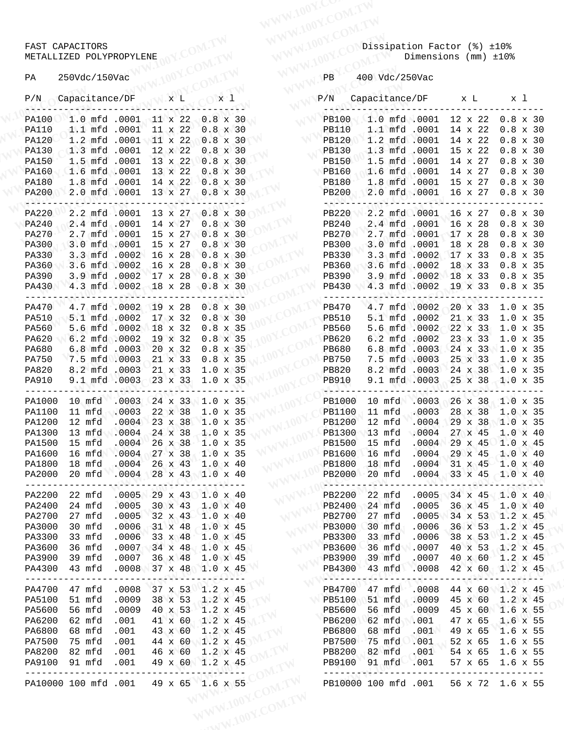FAST CAPACITORS
METALLIZED POLYPROPYLENE

Dissipation Factor (%) ±10%
Dimensions (mm) ±10%

## PA 250Vdc/150Vac

| P/N | Capacitance/DF | | x L | x l |
|---|---|---|---|---|
| PA100 | 1.0 mfd | .0001 | 11 x 22 | 0.8 x 30 |
| PA110 | 1.1 mfd | .0001 | 11 x 22 | 0.8 x 30 |
| PA120 | 1.2 mfd | .0001 | 11 x 22 | 0.8 x 30 |
| PA130 | 1.3 mfd | .0001 | 12 x 22 | 0.8 x 30 |
| PA150 | 1.5 mfd | .0001 | 13 x 22 | 0.8 x 30 |
| PA160 | 1.6 mfd | .0001 | 13 x 22 | 0.8 x 30 |
| PA180 | 1.8 mfd | .0001 | 14 x 22 | 0.8 x 30 |
| PA200 | 2.0 mfd | .0001 | 13 x 27 | 0.8 x 30 |
| PA220 | 2.2 mfd | .0001 | 13 x 27 | 0.8 x 30 |
| PA240 | 2.4 mfd | .0001 | 14 x 27 | 0.8 x 30 |
| PA270 | 2.7 mfd | .0001 | 15 x 27 | 0.8 x 30 |
| PA300 | 3.0 mfd | .0001 | 15 x 27 | 0.8 x 30 |
| PA330 | 3.3 mfd | .0002 | 16 x 28 | 0.8 x 30 |
| PA360 | 3.6 mfd | .0002 | 16 x 28 | 0.8 x 30 |
| PA390 | 3.9 mfd | .0002 | 17 x 28 | 0.8 x 30 |
| PA430 | 4.3 mfd | .0002 | 18 x 28 | 0.8 x 30 |
| PA470 | 4.7 mfd | .0002 | 19 x 28 | 0.8 x 30 |
| PA510 | 5.1 mfd | .0002 | 17 x 32 | 0.8 x 30 |
| PA560 | 5.6 mfd | .0002 | 18 x 32 | 0.8 x 35 |
| PA620 | 6.2 mfd | .0002 | 19 x 32 | 0.8 x 35 |
| PA680 | 6.8 mfd | .0003 | 20 x 32 | 0.8 x 35 |
| PA750 | 7.5 mfd | .0003 | 21 x 33 | 0.8 x 35 |
| PA820 | 8.2 mfd | .0003 | 21 x 33 | 1.0 x 35 |
| PA910 | 9.1 mfd | .0003 | 23 x 33 | 1.0 x 35 |
| PA1000 | 10 mfd | .0003 | 24 x 33 | 1.0 x 35 |
| PA1100 | 11 mfd | .0003 | 22 x 38 | 1.0 x 35 |
| PA1200 | 12 mfd | .0004 | 23 x 38 | 1.0 x 35 |
| PA1300 | 13 mfd | .0004 | 24 x 38 | 1.0 x 35 |
| PA1500 | 15 mfd | .0004 | 26 x 38 | 1.0 x 35 |
| PA1600 | 16 mfd | .0004 | 27 x 38 | 1.0 x 35 |
| PA1800 | 18 mfd | .0004 | 26 x 43 | 1.0 x 40 |
| PA2000 | 20 mfd | .0004 | 28 x 43 | 1.0 x 40 |
| PA2200 | 22 mfd | .0005 | 29 x 43 | 1.0 x 40 |
| PA2400 | 24 mfd | .0005 | 30 x 43 | 1.0 x 40 |
| PA2700 | 27 mfd | .0005 | 32 x 43 | 1.0 x 40 |
| PA3000 | 30 mfd | .0006 | 31 x 48 | 1.0 x 45 |
| PA3300 | 33 mfd | .0006 | 33 x 48 | 1.0 x 45 |
| PA3600 | 36 mfd | .0007 | 34 x 48 | 1.0 x 45 |
| PA3900 | 39 mfd | .0007 | 36 x 48 | 1.0 x 45 |
| PA4300 | 43 mfd | .0008 | 37 x 48 | 1.0 x 45 |
| PA4700 | 47 mfd | .0008 | 37 x 53 | 1.2 x 45 |
| PA5100 | 51 mfd | .0009 | 38 x 53 | 1.2 x 45 |
| PA5600 | 56 mfd | .0009 | 40 x 53 | 1.2 x 45 |
| PA6200 | 62 mfd | .001 | 41 x 60 | 1.2 x 45 |
| PA6800 | 68 mfd | .001 | 43 x 60 | 1.2 x 45 |
| PA7500 | 75 mfd | .001 | 44 x 60 | 1.2 x 45 |
| PA8200 | 82 mfd | .001 | 46 x 60 | 1.2 x 45 |
| PA9100 | 91 mfd | .001 | 49 x 60 | 1.2 x 45 |
| PA10000 | 100 mfd | .001 | 49 x 65 | 1.6 x 55 |

## PB 400 Vdc/250Vac

| P/N | Capacitance/DF | | x L | x l |
|---|---|---|---|---|
| PB100 | 1.0 mfd | .0001 | 12 x 22 | 0.8 x 30 |
| PB110 | 1.1 mfd | .0001 | 14 x 22 | 0.8 x 30 |
| PB120 | 1.2 mfd | .0001 | 14 x 22 | 0.8 x 30 |
| PB130 | 1.3 mfd | .0001 | 15 x 22 | 0.8 x 30 |
| PB150 | 1.5 mfd | .0001 | 14 x 27 | 0.8 x 30 |
| PB160 | 1.6 mfd | .0001 | 14 x 27 | 0.8 x 30 |
| PB180 | 1.8 mfd | .0001 | 15 x 27 | 0.8 x 30 |
| PB200 | 2.0 mfd | .0001 | 16 x 27 | 0.8 x 30 |
| PB220 | 2.2 mfd | .0001 | 16 x 27 | 0.8 x 30 |
| PB240 | 2.4 mfd | .0001 | 16 x 28 | 0.8 x 30 |
| PB270 | 2.7 mfd | .0001 | 17 x 28 | 0.8 x 30 |
| PB300 | 3.0 mfd | .0001 | 18 x 28 | 0.8 x 30 |
| PB330 | 3.3 mfd | .0002 | 17 x 33 | 0.8 x 35 |
| PB360 | 3.6 mfd | .0002 | 18 x 33 | 0.8 x 35 |
| PB390 | 3.9 mfd | .0002 | 18 x 33 | 0.8 x 35 |
| PB430 | 4.3 mfd | .0002 | 19 x 33 | 0.8 x 35 |
| PB470 | 4.7 mfd | .0002 | 20 x 33 | 1.0 x 35 |
| PB510 | 5.1 mfd | .0002 | 21 x 33 | 1.0 x 35 |
| PB560 | 5.6 mfd | .0002 | 22 x 33 | 1.0 x 35 |
| PB620 | 6.2 mfd | .0002 | 23 x 33 | 1.0 x 35 |
| PB680 | 6.8 mfd | .0003 | 24 x 33 | 1.0 x 35 |
| PB750 | 7.5 mfd | .0003 | 25 x 33 | 1.0 x 35 |
| PB820 | 8.2 mfd | .0003 | 24 x 38 | 1.0 x 35 |
| PB910 | 9.1 mfd | .0003 | 25 x 38 | 1.0 x 35 |
| PB1000 | 10 mfd | .0003 | 26 x 38 | 1.0 x 35 |
| PB1100 | 11 mfd | .0003 | 28 x 38 | 1.0 x 35 |
| PB1200 | 12 mfd | .0004 | 29 x 38 | 1.0 x 35 |
| PB1300 | 13 mfd | .0004 | 27 x 45 | 1.0 x 40 |
| PB1500 | 15 mfd | .0004 | 29 x 45 | 1.0 x 45 |
| PB1600 | 16 mfd | .0004 | 29 x 45 | 1.0 x 40 |
| PB1800 | 18 mfd | .0004 | 31 x 45 | 1.0 x 40 |
| PB2000 | 20 mfd | .0004 | 33 x 45 | 1.0 x 40 |
| PB2200 | 22 mfd | .0005 | 34 x 45 | 1.0 x 40 |
| PB2400 | 24 mfd | .0005 | 36 x 45 | 1.0 x 40 |
| PB2700 | 27 mfd | .0005 | 34 x 53 | 1.2 x 45 |
| PB3000 | 30 mfd | .0006 | 36 x 53 | 1.2 x 45 |
| PB3300 | 33 mfd | .0006 | 38 x 53 | 1.2 x 45 |
| PB3600 | 36 mfd | .0007 | 40 x 53 | 1.2 x 45 |
| PB3900 | 39 mfd | .0007 | 40 x 60 | 1.2 x 45 |
| PB4300 | 43 mfd | .0008 | 42 x 60 | 1.2 x 45 |
| PB4700 | 47 mfd | .0008 | 44 x 60 | 1.2 x 45 |
| PB5100 | 51 mfd | .0009 | 45 x 60 | 1.2 x 45 |
| PB5600 | 56 mfd | .0009 | 45 x 60 | 1.6 x 55 |
| PB6200 | 62 mfd | .001 | 47 x 65 | 1.6 x 55 |
| PB6800 | 68 mfd | .001 | 49 x 65 | 1.6 x 55 |
| PB7500 | 75 mfd | .001 | 52 x 65 | 1.6 x 55 |
| PB8200 | 82 mfd | .001 | 54 x 65 | 1.6 x 55 |
| PB9100 | 91 mfd | .001 | 57 x 65 | 1.6 x 55 |
| PB10000 | 100 mfd | .001 | 56 x 72 | 1.6 x 55 |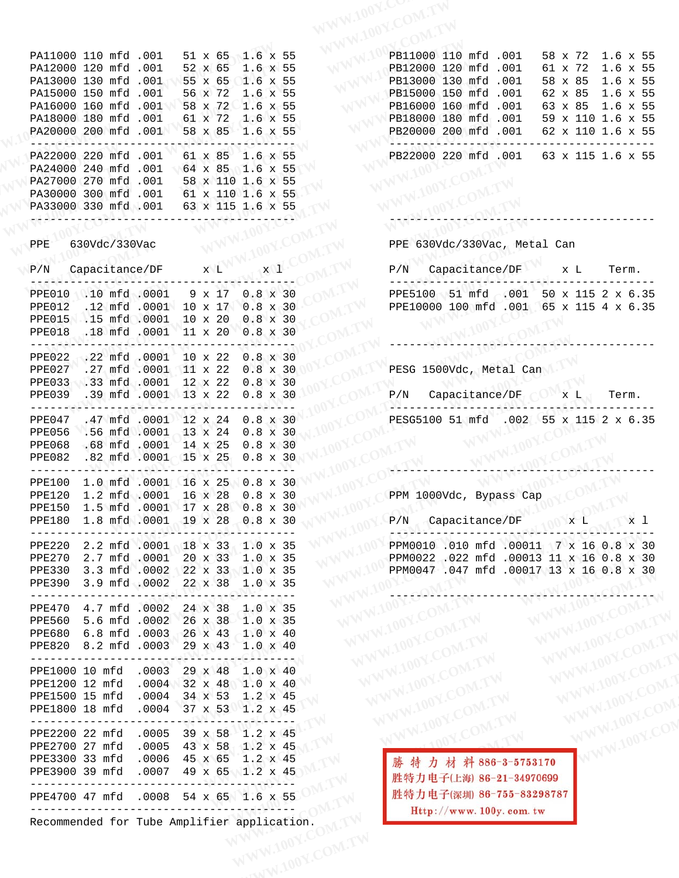| | | | | |
|---|---|---|---|---|
| PA11000 | 110 mfd | .001 | 51 x 65 | 1.6 x 55 |
| PA12000 | 120 mfd | .001 | 52 x 65 | 1.6 x 55 |
| PA13000 | 130 mfd | .001 | 55 x 65 | 1.6 x 55 |
| PA15000 | 150 mfd | .001 | 56 x 72 | 1.6 x 55 |
| PA16000 | 160 mfd | .001 | 58 x 72 | 1.6 x 55 |
| PA18000 | 180 mfd | .001 | 61 x 72 | 1.6 x 55 |
| PA20000 | 200 mfd | .001 | 58 x 85 | 1.6 x 55 |
| PA22000 | 220 mfd | .001 | 61 x 85 | 1.6 x 55 |
| PA24000 | 240 mfd | .001 | 64 x 85 | 1.6 x 55 |
| PA27000 | 270 mfd | .001 | 58 x 110 | 1.6 x 55 |
| PA30000 | 300 mfd | .001 | 61 x 110 | 1.6 x 55 |
| PA33000 | 330 mfd | .001 | 63 x 115 | 1.6 x 55 |

PPE 630Vdc/330Vac

| P/N | Capacitance/DF | | x L | x l |
|---|---|---|---|---|
| PPE010 | .10 mfd | .0001 | 9 x 17 | 0.8 x 30 |
| PPE012 | .12 mfd | .0001 | 10 x 17 | 0.8 x 30 |
| PPE015 | .15 mfd | .0001 | 10 x 20 | 0.8 x 30 |
| PPE018 | .18 mfd | .0001 | 11 x 20 | 0.8 x 30 |
| PPE022 | .22 mfd | .0001 | 10 x 22 | 0.8 x 30 |
| PPE027 | .27 mfd | .0001 | 11 x 22 | 0.8 x 30 |
| PPE033 | .33 mfd | .0001 | 12 x 22 | 0.8 x 30 |
| PPE039 | .39 mfd | .0001 | 13 x 22 | 0.8 x 30 |
| PPE047 | .47 mfd | .0001 | 12 x 24 | 0.8 x 30 |
| PPE056 | .56 mfd | .0001 | 13 x 24 | 0.8 x 30 |
| PPE068 | .68 mfd | .0001 | 14 x 25 | 0.8 x 30 |
| PPE082 | .82 mfd | .0001 | 15 x 25 | 0.8 x 30 |
| PPE100 | 1.0 mfd | .0001 | 16 x 25 | 0.8 x 30 |
| PPE120 | 1.2 mfd | .0001 | 16 x 28 | 0.8 x 30 |
| PPE150 | 1.5 mfd | .0001 | 17 x 28 | 0.8 x 30 |
| PPE180 | 1.8 mfd | .0001 | 19 x 28 | 0.8 x 30 |
| PPE220 | 2.2 mfd | .0001 | 18 x 33 | 1.0 x 35 |
| PPE270 | 2.7 mfd | .0001 | 20 x 33 | 1.0 x 35 |
| PPE330 | 3.3 mfd | .0002 | 22 x 33 | 1.0 x 35 |
| PPE390 | 3.9 mfd | .0002 | 22 x 38 | 1.0 x 35 |
| PPE470 | 4.7 mfd | .0002 | 24 x 38 | 1.0 x 35 |
| PPE560 | 5.6 mfd | .0002 | 26 x 38 | 1.0 x 35 |
| PPE680 | 6.8 mfd | .0003 | 26 x 43 | 1.0 x 40 |
| PPE820 | 8.2 mfd | .0003 | 29 x 43 | 1.0 x 40 |
| PPE1000 | 10 mfd | .0003 | 29 x 48 | 1.0 x 40 |
| PPE1200 | 12 mfd | .0004 | 32 x 48 | 1.0 x 40 |
| PPE1500 | 15 mfd | .0004 | 34 x 53 | 1.2 x 45 |
| PPE1800 | 18 mfd | .0004 | 37 x 53 | 1.2 x 45 |
| PPE2200 | 22 mfd | .0005 | 39 x 58 | 1.2 x 45 |
| PPE2700 | 27 mfd | .0005 | 43 x 58 | 1.2 x 45 |
| PPE3300 | 33 mfd | .0006 | 45 x 65 | 1.2 x 45 |
| PPE3900 | 39 mfd | .0007 | 49 x 65 | 1.2 x 45 |
| PPE4700 | 47 mfd | .0008 | 54 x 65 | 1.6 x 55 |

Recommended for Tube Amplifier application.

| | | | | |
|---|---|---|---|---|
| PB11000 | 110 mfd | .001 | 58 x 72 | 1.6 x 55 |
| PB12000 | 120 mfd | .001 | 61 x 72 | 1.6 x 55 |
| PB13000 | 130 mfd | .001 | 58 x 85 | 1.6 x 55 |
| PB15000 | 150 mfd | .001 | 62 x 85 | 1.6 x 55 |
| PB16000 | 160 mfd | .001 | 63 x 85 | 1.6 x 55 |
| PB18000 | 180 mfd | .001 | 59 x 110 | 1.6 x 55 |
| PB20000 | 200 mfd | .001 | 62 x 110 | 1.6 x 55 |
| PB22000 | 220 mfd | .001 | 63 x 115 | 1.6 x 55 |

PPE 630Vdc/330Vac, Metal Can

| P/N | Capacitance/DF | | x L | Term. |
|---|---|---|---|---|
| PPE5100 | 51 mfd | .001 | 50 x 115 | 2 x 6.35 |
| PPE10000 | 100 mfd | .001 | 65 x 115 | 4 x 6.35 |

PESG 1500Vdc, Metal Can

| P/N | Capacitance/DF | | x L | Term. |
|---|---|---|---|---|
| PESG5100 | 51 mfd | .002 | 55 x 115 | 2 x 6.35 |

PPM 1000Vdc, Bypass Cap

| P/N | Capacitance/DF | | x L | x l |
|---|---|---|---|---|
| PPM0010 | .010 mfd | .00011 | 7 x 16 | 0.8 x 30 |
| PPM0022 | .022 mfd | .00013 | 11 x 16 | 0.8 x 30 |
| PPM0047 | .047 mfd | .00017 | 13 x 16 | 0.8 x 30 |

勝特力材料 886-3-5753170
胜特力电子(上海) 86-21-34970699
胜特力电子(深圳) 86-755-83298787
Http://www.100y.com.tw